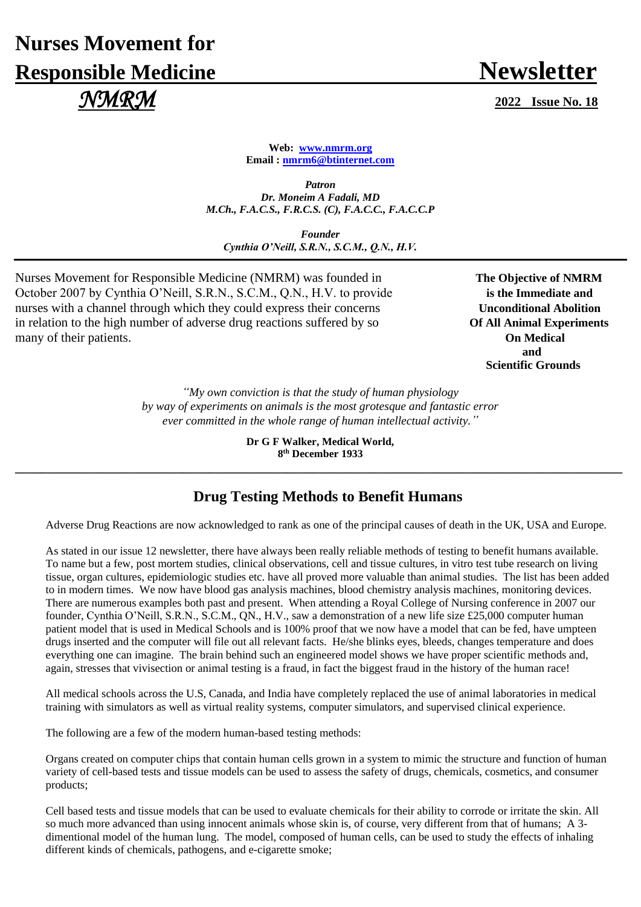# Nurses Movement for Responsible Medicine

# Newsletter

*NMRM*

**2022 Issue No. 18**

**Web: www.nmrm.org**
**Email : nmrm6@btinternet.com**

***Patron***
***Dr. Moneim A Fadali, MD***
***M.Ch., F.A.C.S., F.R.C.S. (C), F.A.C.C., F.A.C.C.P***

***Founder***
***Cynthia O'Neill, S.R.N., S.C.M., Q.N., H.V.***

Nurses Movement for Responsible Medicine (NMRM) was founded in October 2007 by Cynthia O'Neill, S.R.N., S.C.M., Q.N., H.V. to provide nurses with a channel through which they could express their concerns in relation to the high number of adverse drug reactions suffered by so many of their patients.

**The Objective of NMRM is the Immediate and Unconditional Abolition Of All Animal Experiments On Medical and Scientific Grounds**

*"My own conviction is that the study of human physiology by way of experiments on animals is the most grotesque and fantastic error ever committed in the whole range of human intellectual activity."*

**Dr G F Walker, Medical World, 8th December 1933**

## Drug Testing Methods to Benefit Humans

Adverse Drug Reactions are now acknowledged to rank as one of the principal causes of death in the UK, USA and Europe.

As stated in our issue 12 newsletter, there have always been really reliable methods of testing to benefit humans available. To name but a few, post mortem studies, clinical observations, cell and tissue cultures, in vitro test tube research on living tissue, organ cultures, epidemiologic studies etc. have all proved more valuable than animal studies. The list has been added to in modern times. We now have blood gas analysis machines, blood chemistry analysis machines, monitoring devices. There are numerous examples both past and present. When attending a Royal College of Nursing conference in 2007 our founder, Cynthia O'Neill, S.R.N., S.C.M., QN., H.V., saw a demonstration of a new life size £25,000 computer human patient model that is used in Medical Schools and is 100% proof that we now have a model that can be fed, have umpteen drugs inserted and the computer will file out all relevant facts. He/she blinks eyes, bleeds, changes temperature and does everything one can imagine. The brain behind such an engineered model shows we have proper scientific methods and, again, stresses that vivisection or animal testing is a fraud, in fact the biggest fraud in the history of the human race!

All medical schools across the U.S, Canada, and India have completely replaced the use of animal laboratories in medical training with simulators as well as virtual reality systems, computer simulators, and supervised clinical experience.

The following are a few of the modern human-based testing methods:

Organs created on computer chips that contain human cells grown in a system to mimic the structure and function of human variety of cell-based tests and tissue models can be used to assess the safety of drugs, chemicals, cosmetics, and consumer products;

Cell based tests and tissue models that can be used to evaluate chemicals for their ability to corrode or irritate the skin. All so much more advanced than using innocent animals whose skin is, of course, very different from that of humans; A 3-dimentional model of the human lung. The model, composed of human cells, can be used to study the effects of inhaling different kinds of chemicals, pathogens, and e-cigarette smoke;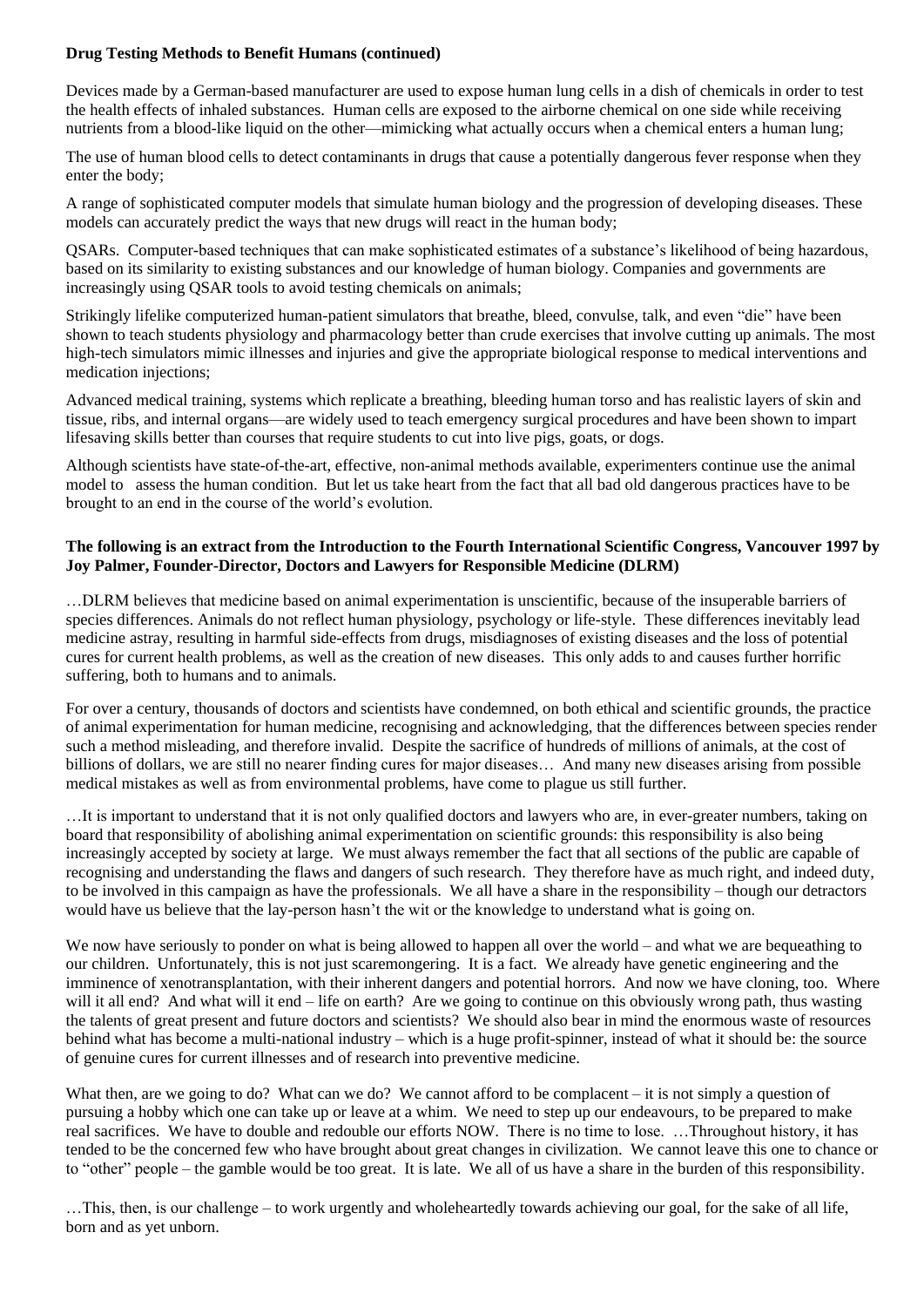**Drug Testing Methods to Benefit Humans (continued)**

Devices made by a German-based manufacturer are used to expose human lung cells in a dish of chemicals in order to test the health effects of inhaled substances. Human cells are exposed to the airborne chemical on one side while receiving nutrients from a blood-like liquid on the other—mimicking what actually occurs when a chemical enters a human lung;

The use of human blood cells to detect contaminants in drugs that cause a potentially dangerous fever response when they enter the body;

A range of sophisticated computer models that simulate human biology and the progression of developing diseases. These models can accurately predict the ways that new drugs will react in the human body;

QSARs. Computer-based techniques that can make sophisticated estimates of a substance's likelihood of being hazardous, based on its similarity to existing substances and our knowledge of human biology. Companies and governments are increasingly using QSAR tools to avoid testing chemicals on animals;

Strikingly lifelike computerized human-patient simulators that breathe, bleed, convulse, talk, and even "die" have been shown to teach students physiology and pharmacology better than crude exercises that involve cutting up animals. The most high-tech simulators mimic illnesses and injuries and give the appropriate biological response to medical interventions and medication injections;

Advanced medical training, systems which replicate a breathing, bleeding human torso and has realistic layers of skin and tissue, ribs, and internal organs—are widely used to teach emergency surgical procedures and have been shown to impart lifesaving skills better than courses that require students to cut into live pigs, goats, or dogs.

Although scientists have state-of-the-art, effective, non-animal methods available, experimenters continue use the animal model to assess the human condition. But let us take heart from the fact that all bad old dangerous practices have to be brought to an end in the course of the world's evolution.

**The following is an extract from the Introduction to the Fourth International Scientific Congress, Vancouver 1997 by Joy Palmer, Founder-Director, Doctors and Lawyers for Responsible Medicine (DLRM)**

…DLRM believes that medicine based on animal experimentation is unscientific, because of the insuperable barriers of species differences. Animals do not reflect human physiology, psychology or life-style. These differences inevitably lead medicine astray, resulting in harmful side-effects from drugs, misdiagnoses of existing diseases and the loss of potential cures for current health problems, as well as the creation of new diseases. This only adds to and causes further horrific suffering, both to humans and to animals.

For over a century, thousands of doctors and scientists have condemned, on both ethical and scientific grounds, the practice of animal experimentation for human medicine, recognising and acknowledging, that the differences between species render such a method misleading, and therefore invalid. Despite the sacrifice of hundreds of millions of animals, at the cost of billions of dollars, we are still no nearer finding cures for major diseases… And many new diseases arising from possible medical mistakes as well as from environmental problems, have come to plague us still further.

…It is important to understand that it is not only qualified doctors and lawyers who are, in ever-greater numbers, taking on board that responsibility of abolishing animal experimentation on scientific grounds: this responsibility is also being increasingly accepted by society at large. We must always remember the fact that all sections of the public are capable of recognising and understanding the flaws and dangers of such research. They therefore have as much right, and indeed duty, to be involved in this campaign as have the professionals. We all have a share in the responsibility – though our detractors would have us believe that the lay-person hasn't the wit or the knowledge to understand what is going on.

We now have seriously to ponder on what is being allowed to happen all over the world – and what we are bequeathing to our children. Unfortunately, this is not just scaremongering. It is a fact. We already have genetic engineering and the imminence of xenotransplantation, with their inherent dangers and potential horrors. And now we have cloning, too. Where will it all end? And what will it end – life on earth? Are we going to continue on this obviously wrong path, thus wasting the talents of great present and future doctors and scientists? We should also bear in mind the enormous waste of resources behind what has become a multi-national industry – which is a huge profit-spinner, instead of what it should be: the source of genuine cures for current illnesses and of research into preventive medicine.

What then, are we going to do? What can we do? We cannot afford to be complacent – it is not simply a question of pursuing a hobby which one can take up or leave at a whim. We need to step up our endeavours, to be prepared to make real sacrifices. We have to double and redouble our efforts NOW. There is no time to lose. …Throughout history, it has tended to be the concerned few who have brought about great changes in civilization. We cannot leave this one to chance or to "other" people – the gamble would be too great. It is late. We all of us have a share in the burden of this responsibility.

…This, then, is our challenge – to work urgently and wholeheartedly towards achieving our goal, for the sake of all life, born and as yet unborn.